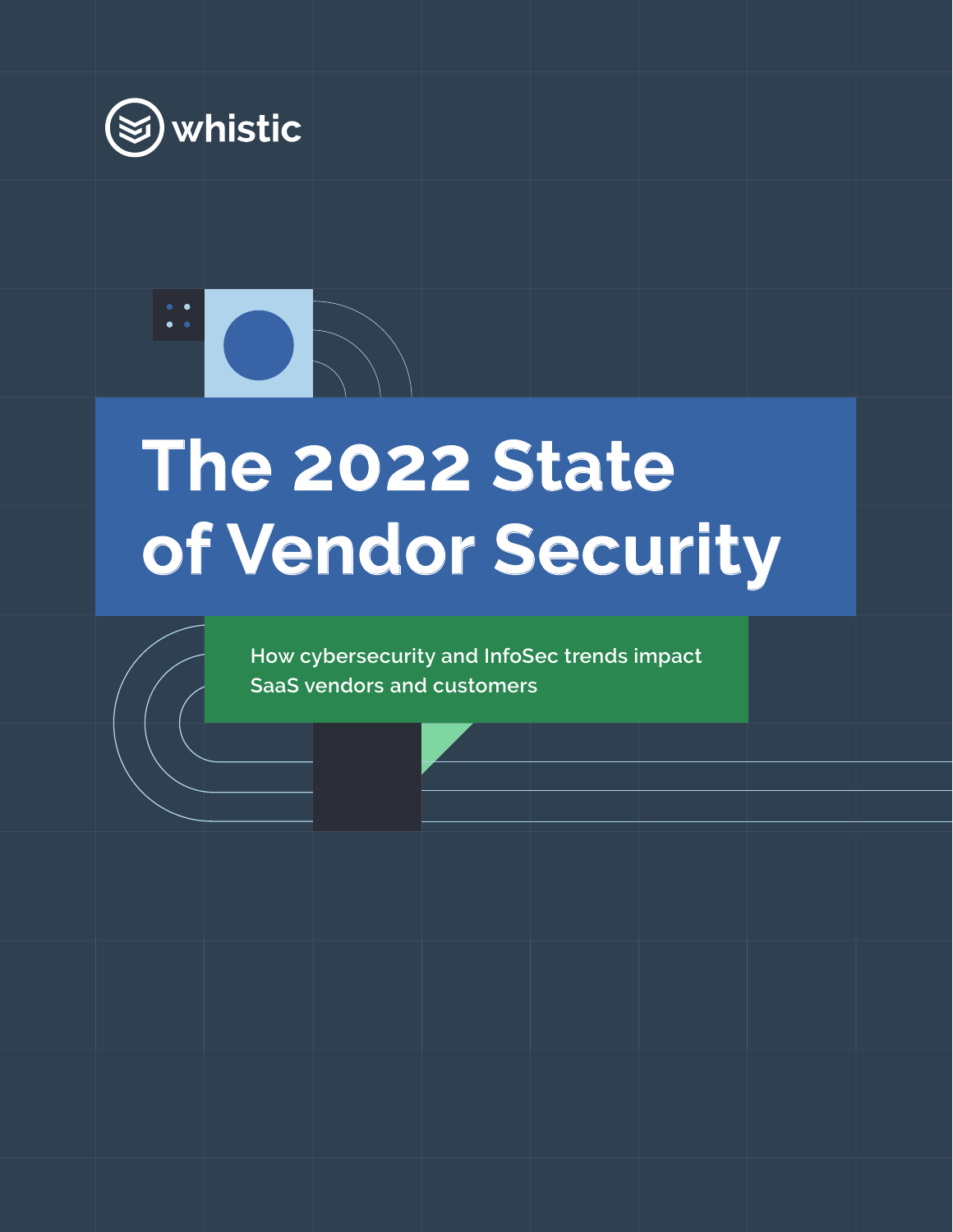whistic

# The 2022 State of Vendor Security

How cybersecurity and InfoSec trends impact SaaS vendors and customers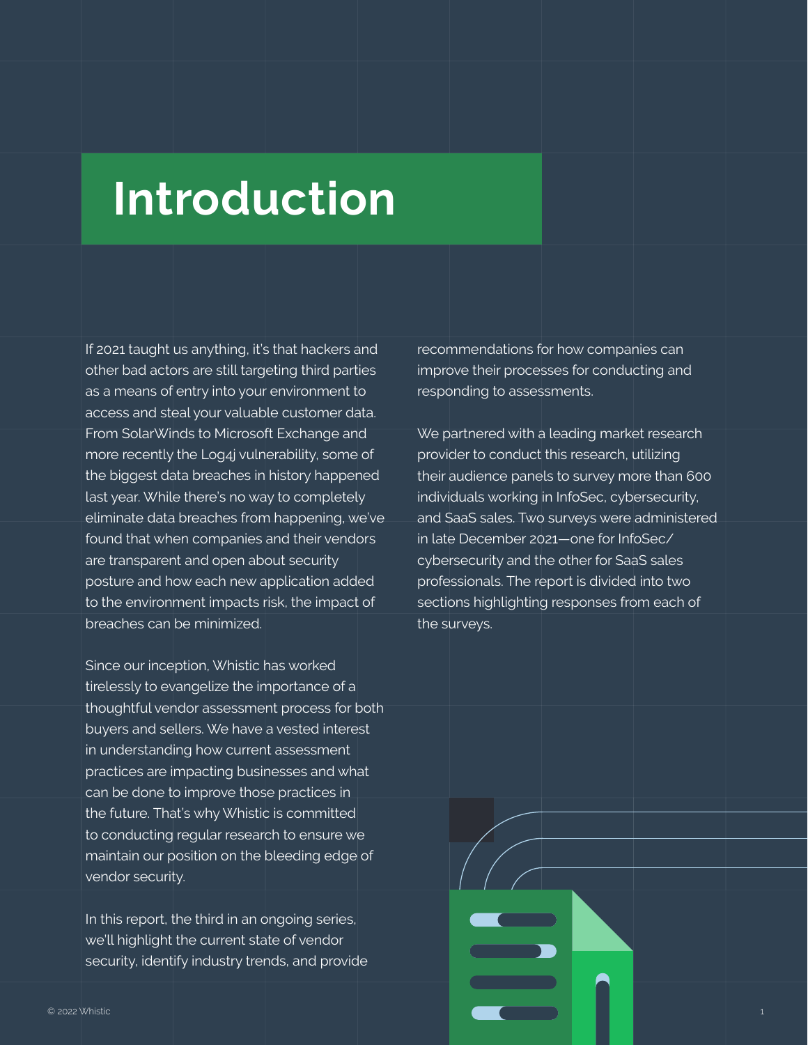# Introduction

If 2021 taught us anything, it's that hackers and other bad actors are still targeting third parties as a means of entry into your environment to access and steal your valuable customer data. From SolarWinds to Microsoft Exchange and more recently the Log4j vulnerability, some of the biggest data breaches in history happened last year. While there's no way to completely eliminate data breaches from happening, we've found that when companies and their vendors are transparent and open about security posture and how each new application added to the environment impacts risk, the impact of breaches can be minimized.

Since our inception, Whistic has worked tirelessly to evangelize the importance of a thoughtful vendor assessment process for both buyers and sellers. We have a vested interest in understanding how current assessment practices are impacting businesses and what can be done to improve those practices in the future. That's why Whistic is committed to conducting regular research to ensure we maintain our position on the bleeding edge of vendor security.

In this report, the third in an ongoing series, we'll highlight the current state of vendor security, identify industry trends, and provide recommendations for how companies can improve their processes for conducting and responding to assessments.

We partnered with a leading market research provider to conduct this research, utilizing their audience panels to survey more than 600 individuals working in InfoSec, cybersecurity, and SaaS sales. Two surveys were administered in late December 2021—one for InfoSec/cybersecurity and the other for SaaS sales professionals. The report is divided into two sections highlighting responses from each of the surveys.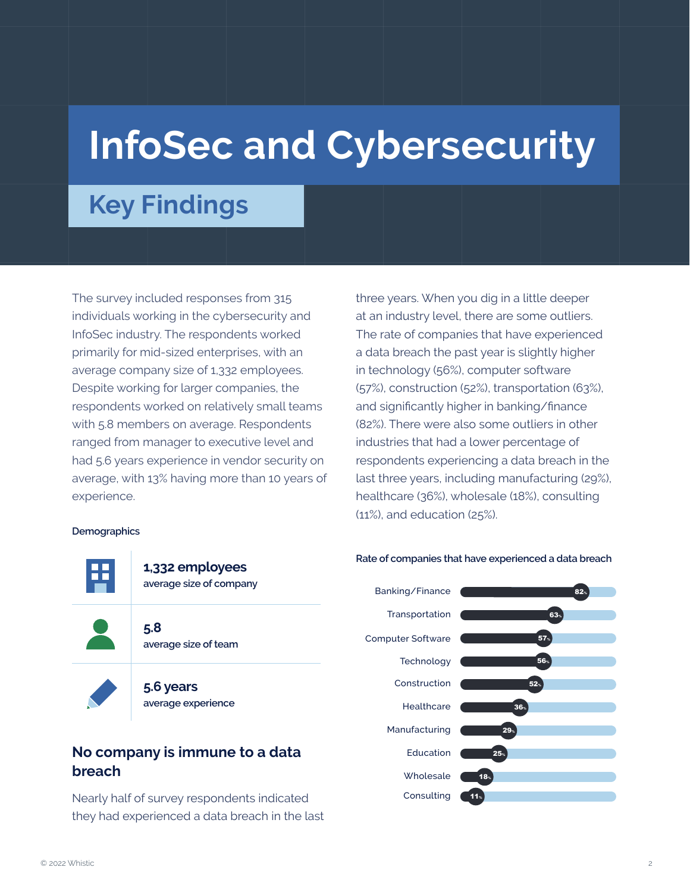# InfoSec and Cybersecurity

## Key Findings

The survey included responses from 315 individuals working in the cybersecurity and InfoSec industry. The respondents worked primarily for mid-sized enterprises, with an average company size of 1,332 employees. Despite working for larger companies, the respondents worked on relatively small teams with 5.8 members on average. Respondents ranged from manager to executive level and had 5.6 years experience in vendor security on average, with 13% having more than 10 years of experience.

**Demographics**

| | |
|---|---|
| **1,332 employees** | average size of company |
| **5.8** | average size of team |
| **5.6 years** | average experience |

### No company is immune to a data breach

Nearly half of survey respondents indicated they had experienced a data breach in the last three years. When you dig in a little deeper at an industry level, there are some outliers. The rate of companies that have experienced a data breach the past year is slightly higher in technology (56%), computer software (57%), construction (52%), transportation (63%), and significantly higher in banking/finance (82%). There were also some outliers in other industries that had a lower percentage of respondents experiencing a data breach in the last three years, including manufacturing (29%), healthcare (36%), wholesale (18%), consulting (11%), and education (25%).

**Rate of companies that have experienced a data breach**

| Industry | Rate |
|---|---|
| Banking/Finance | 82% |
| Transportation | 63% |
| Computer Software | 57% |
| Technology | 56% |
| Construction | 52% |
| Healthcare | 36% |
| Manufacturing | 29% |
| Education | 25% |
| Wholesale | 18% |
| Consulting | 11% |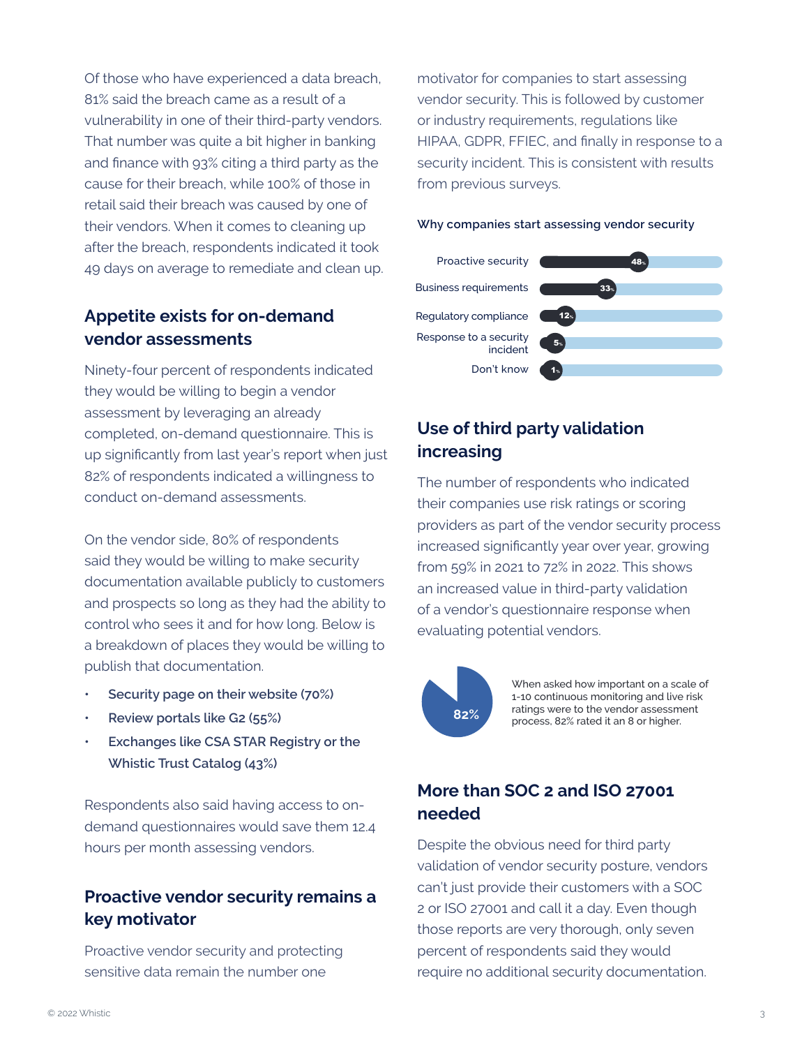Of those who have experienced a data breach, 81% said the breach came as a result of a vulnerability in one of their third-party vendors. That number was quite a bit higher in banking and finance with 93% citing a third party as the cause for their breach, while 100% of those in retail said their breach was caused by one of their vendors. When it comes to cleaning up after the breach, respondents indicated it took 49 days on average to remediate and clean up.

## Appetite exists for on-demand vendor assessments

Ninety-four percent of respondents indicated they would be willing to begin a vendor assessment by leveraging an already completed, on-demand questionnaire. This is up significantly from last year's report when just 82% of respondents indicated a willingness to conduct on-demand assessments.

On the vendor side, 80% of respondents said they would be willing to make security documentation available publicly to customers and prospects so long as they had the ability to control who sees it and for how long. Below is a breakdown of places they would be willing to publish that documentation.

- **Security page on their website (70%)**
- **Review portals like G2 (55%)**
- **Exchanges like CSA STAR Registry or the Whistic Trust Catalog (43%)**

Respondents also said having access to on-demand questionnaires would save them 12.4 hours per month assessing vendors.

## Proactive vendor security remains a key motivator

Proactive vendor security and protecting sensitive data remain the number one motivator for companies to start assessing vendor security. This is followed by customer or industry requirements, regulations like HIPAA, GDPR, FFIEC, and finally in response to a security incident. This is consistent with results from previous surveys.

**Why companies start assessing vendor security**

| Reason | % |
|---|---|
| Proactive security | 48% |
| Business requirements | 33% |
| Regulatory compliance | 12% |
| Response to a security incident | 5% |
| Don't know | 1% |

## Use of third party validation increasing

The number of respondents who indicated their companies use risk ratings or scoring providers as part of the vendor security process increased significantly year over year, growing from 59% in 2021 to 72% in 2022. This shows an increased value in third-party validation of a vendor's questionnaire response when evaluating potential vendors.

82%

When asked how important on a scale of 1-10 continuous monitoring and live risk ratings were to the vendor assessment process, 82% rated it an 8 or higher.

## More than SOC 2 and ISO 27001 needed

Despite the obvious need for third party validation of vendor security posture, vendors can't just provide their customers with a SOC 2 or ISO 27001 and call it a day. Even though those reports are very thorough, only seven percent of respondents said they would require no additional security documentation.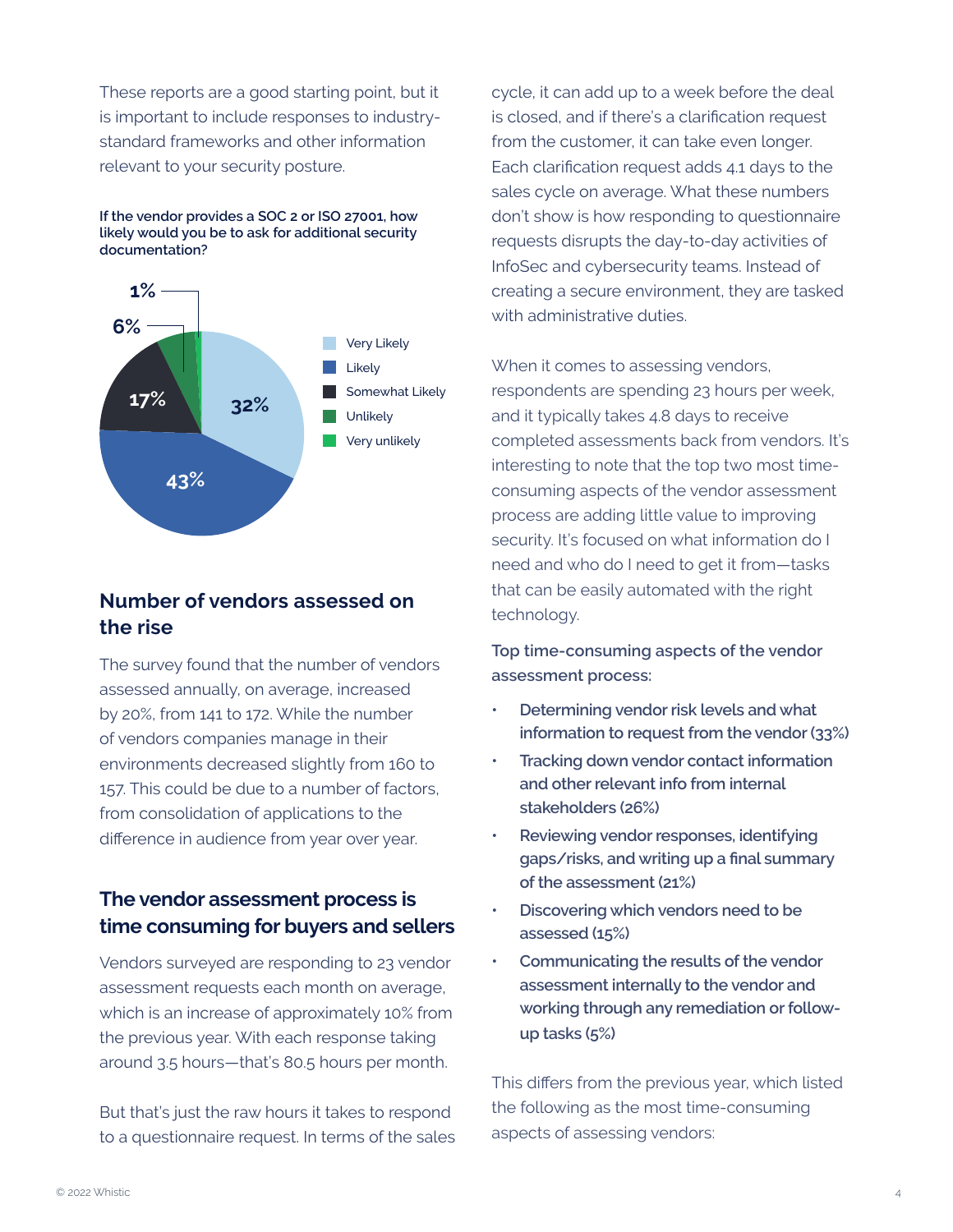These reports are a good starting point, but it is important to include responses to industry-standard frameworks and other information relevant to your security posture.

**If the vendor provides a SOC 2 or ISO 27001, how likely would you be to ask for additional security documentation?**

| Response | Percentage |
| --- | --- |
| Very Likely | 32% |
| Likely | 43% |
| Somewhat Likely | 17% |
| Unlikely | 6% |
| Very unlikely | 1% |

## Number of vendors assessed on the rise

The survey found that the number of vendors assessed annually, on average, increased by 20%, from 141 to 172. While the number of vendors companies manage in their environments decreased slightly from 160 to 157. This could be due to a number of factors, from consolidation of applications to the difference in audience from year over year.

## The vendor assessment process is time consuming for buyers and sellers

Vendors surveyed are responding to 23 vendor assessment requests each month on average, which is an increase of approximately 10% from the previous year. With each response taking around 3.5 hours—that's 80.5 hours per month.

But that's just the raw hours it takes to respond to a questionnaire request. In terms of the sales cycle, it can add up to a week before the deal is closed, and if there's a clarification request from the customer, it can take even longer. Each clarification request adds 4.1 days to the sales cycle on average. What these numbers don't show is how responding to questionnaire requests disrupts the day-to-day activities of InfoSec and cybersecurity teams. Instead of creating a secure environment, they are tasked with administrative duties.

When it comes to assessing vendors, respondents are spending 23 hours per week, and it typically takes 4.8 days to receive completed assessments back from vendors. It's interesting to note that the top two most time-consuming aspects of the vendor assessment process are adding little value to improving security. It's focused on what information do I need and who do I need to get it from—tasks that can be easily automated with the right technology.

**Top time-consuming aspects of the vendor assessment process:**

- **Determining vendor risk levels and what information to request from the vendor (33%)**
- **Tracking down vendor contact information and other relevant info from internal stakeholders (26%)**
- **Reviewing vendor responses, identifying gaps/risks, and writing up a final summary of the assessment (21%)**
- **Discovering which vendors need to be assessed (15%)**
- **Communicating the results of the vendor assessment internally to the vendor and working through any remediation or follow-up tasks (5%)**

This differs from the previous year, which listed the following as the most time-consuming aspects of assessing vendors: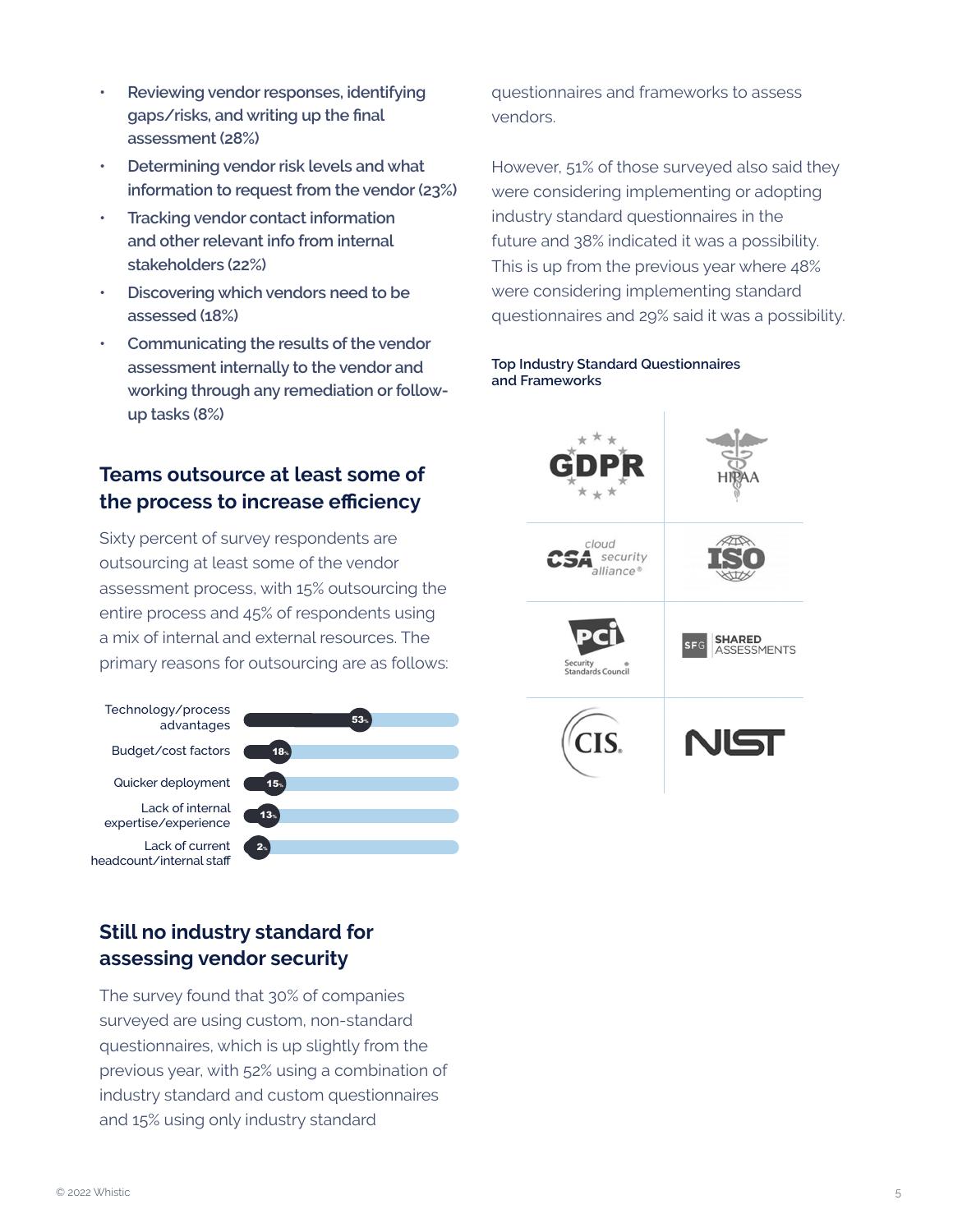- Reviewing vendor responses, identifying gaps/risks, and writing up the final assessment (28%)
- Determining vendor risk levels and what information to request from the vendor (23%)
- Tracking vendor contact information and other relevant info from internal stakeholders (22%)
- Discovering which vendors need to be assessed (18%)
- Communicating the results of the vendor assessment internally to the vendor and working through any remediation or follow-up tasks (8%)

## Teams outsource at least some of the process to increase efficiency

Sixty percent of survey respondents are outsourcing at least some of the vendor assessment process, with 15% outsourcing the entire process and 45% of respondents using a mix of internal and external resources. The primary reasons for outsourcing are as follows:

| Reason | Percentage |
|---|---|
| Technology/process advantages | 53% |
| Budget/cost factors | 18% |
| Quicker deployment | 15% |
| Lack of internal expertise/experience | 13% |
| Lack of current headcount/internal staff | 2% |

## Still no industry standard for assessing vendor security

The survey found that 30% of companies surveyed are using custom, non-standard questionnaires, which is up slightly from the previous year, with 52% using a combination of industry standard and custom questionnaires and 15% using only industry standard questionnaires and frameworks to assess vendors.

However, 51% of those surveyed also said they were considering implementing or adopting industry standard questionnaires in the future and 38% indicated it was a possibility. This is up from the previous year where 48% were considering implementing standard questionnaires and 29% said it was a possibility.

**Top Industry Standard Questionnaires and Frameworks**

- GDPR
- HIPAA
- CSA (cloud security alliance)
- ISO
- PCI Security Standards Council
- SFG Shared Assessments
- CIS
- NIST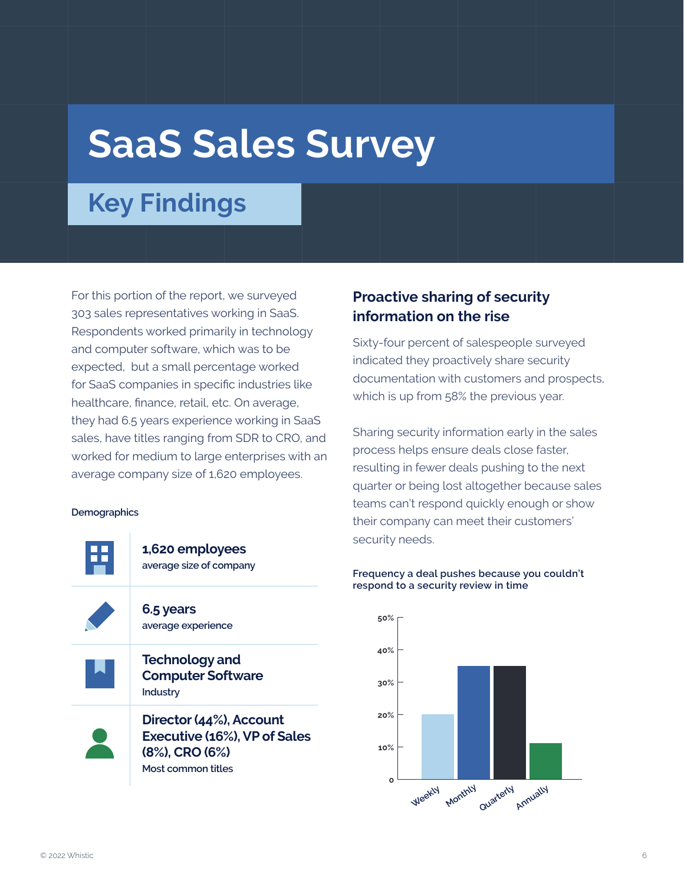# SaaS Sales Survey

## Key Findings

For this portion of the report, we surveyed 303 sales representatives working in SaaS. Respondents worked primarily in technology and computer software, which was to be expected, but a small percentage worked for SaaS companies in specific industries like healthcare, finance, retail, etc. On average, they had 6.5 years experience working in SaaS sales, have titles ranging from SDR to CRO, and worked for medium to large enterprises with an average company size of 1,620 employees.

**Demographics**

**1,620 employees**
average size of company

**6.5 years**
average experience

**Technology and Computer Software**
Industry

**Director (44%), Account Executive (16%), VP of Sales (8%), CRO (6%)**
Most common titles

### Proactive sharing of security information on the rise

Sixty-four percent of salespeople surveyed indicated they proactively share security documentation with customers and prospects, which is up from 58% the previous year.

Sharing security information early in the sales process helps ensure deals close faster, resulting in fewer deals pushing to the next quarter or being lost altogether because sales teams can't respond quickly enough or show their company can meet their customers' security needs.

**Frequency a deal pushes because you couldn't respond to a security review in time**

| Frequency | Approx. % |
|---|---|
| Weekly | 20% |
| Monthly | 35% |
| Quarterly | 35% |
| Annually | 11% |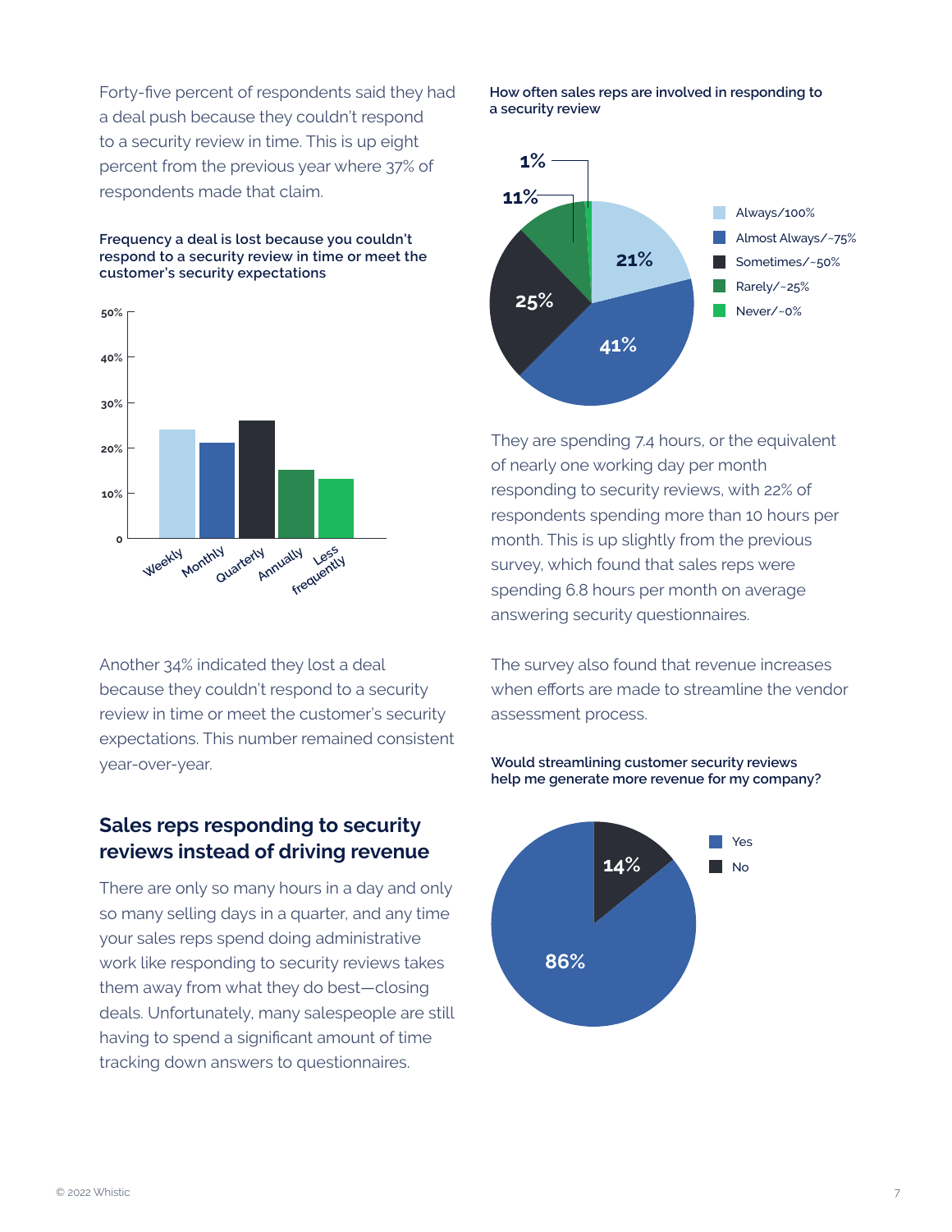Forty-five percent of respondents said they had a deal push because they couldn't respond to a security review in time. This is up eight percent from the previous year where 37% of respondents made that claim.

**Frequency a deal is lost because you couldn't respond to a security review in time or meet the customer's security expectations**

| Frequency | Percentage |
| --- | --- |
| Weekly | ~24% |
| Monthly | ~21% |
| Quarterly | ~26% |
| Annually | ~15% |
| Less frequently | ~13% |

Another 34% indicated they lost a deal because they couldn't respond to a security review in time or meet the customer's security expectations. This number remained consistent year-over-year.

## Sales reps responding to security reviews instead of driving revenue

There are only so many hours in a day and only so many selling days in a quarter, and any time your sales reps spend doing administrative work like responding to security reviews takes them away from what they do best—closing deals. Unfortunately, many salespeople are still having to spend a significant amount of time tracking down answers to questionnaires.

**How often sales reps are involved in responding to a security review**

| Response | Percentage |
| --- | --- |
| Always/100% | 21% |
| Almost Always/~75% | 41% |
| Sometimes/~50% | 25% |
| Rarely/~25% | 11% |
| Never/~0% | 1% |

They are spending 7.4 hours, or the equivalent of nearly one working day per month responding to security reviews, with 22% of respondents spending more than 10 hours per month. This is up slightly from the previous survey, which found that sales reps were spending 6.8 hours per month on average answering security questionnaires.

The survey also found that revenue increases when efforts are made to streamline the vendor assessment process.

**Would streamlining customer security reviews help me generate more revenue for my company?**

| Response | Percentage |
| --- | --- |
| Yes | 86% |
| No | 14% |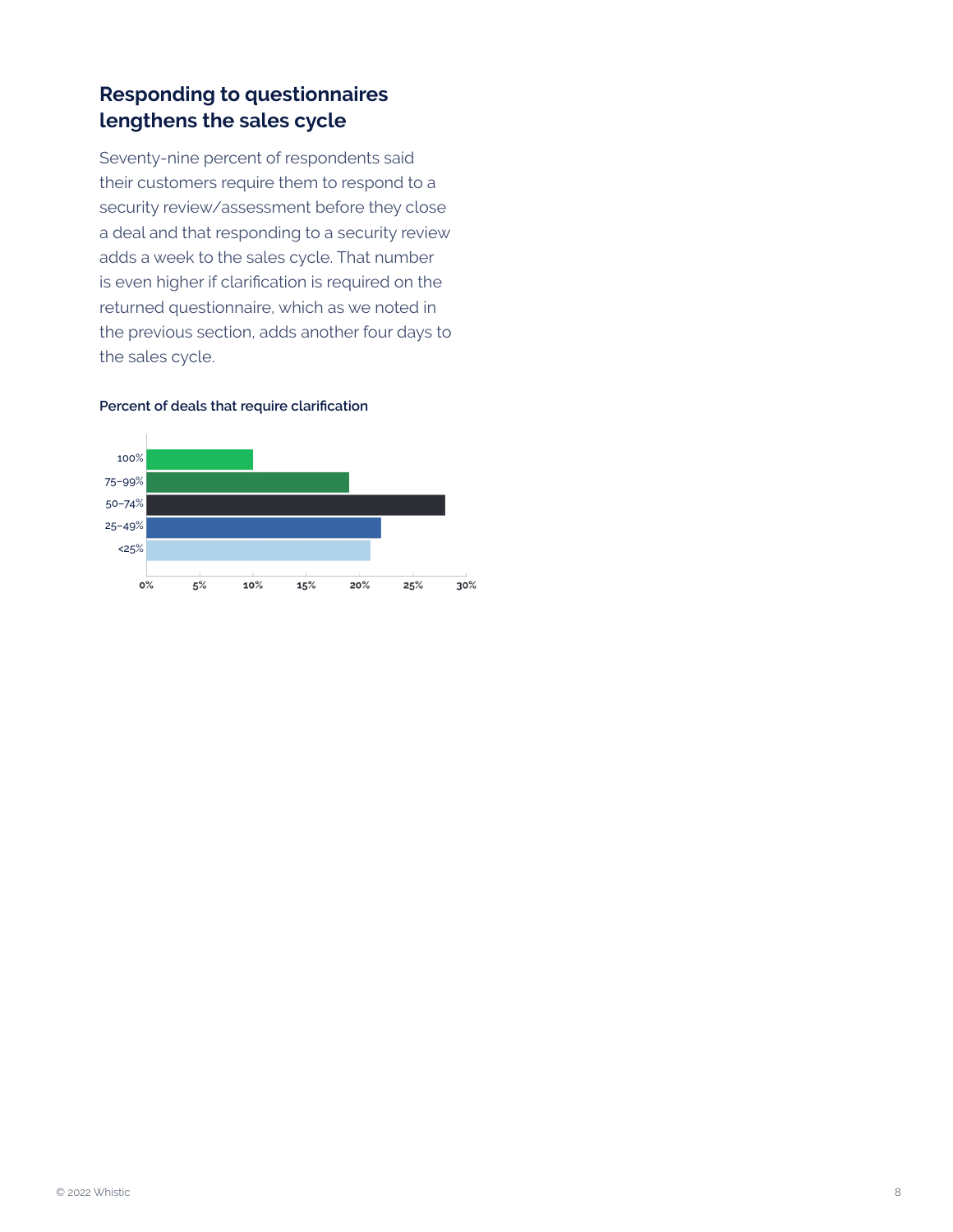## Responding to questionnaires lengthens the sales cycle

Seventy-nine percent of respondents said their customers require them to respond to a security review/assessment before they close a deal and that responding to a security review adds a week to the sales cycle. That number is even higher if clarification is required on the returned questionnaire, which as we noted in the previous section, adds another four days to the sales cycle.

**Percent of deals that require clarification**

100%
75–99%
50–74%
25–49%
<25%

0% 5% 10% 15% 20% 25% 30%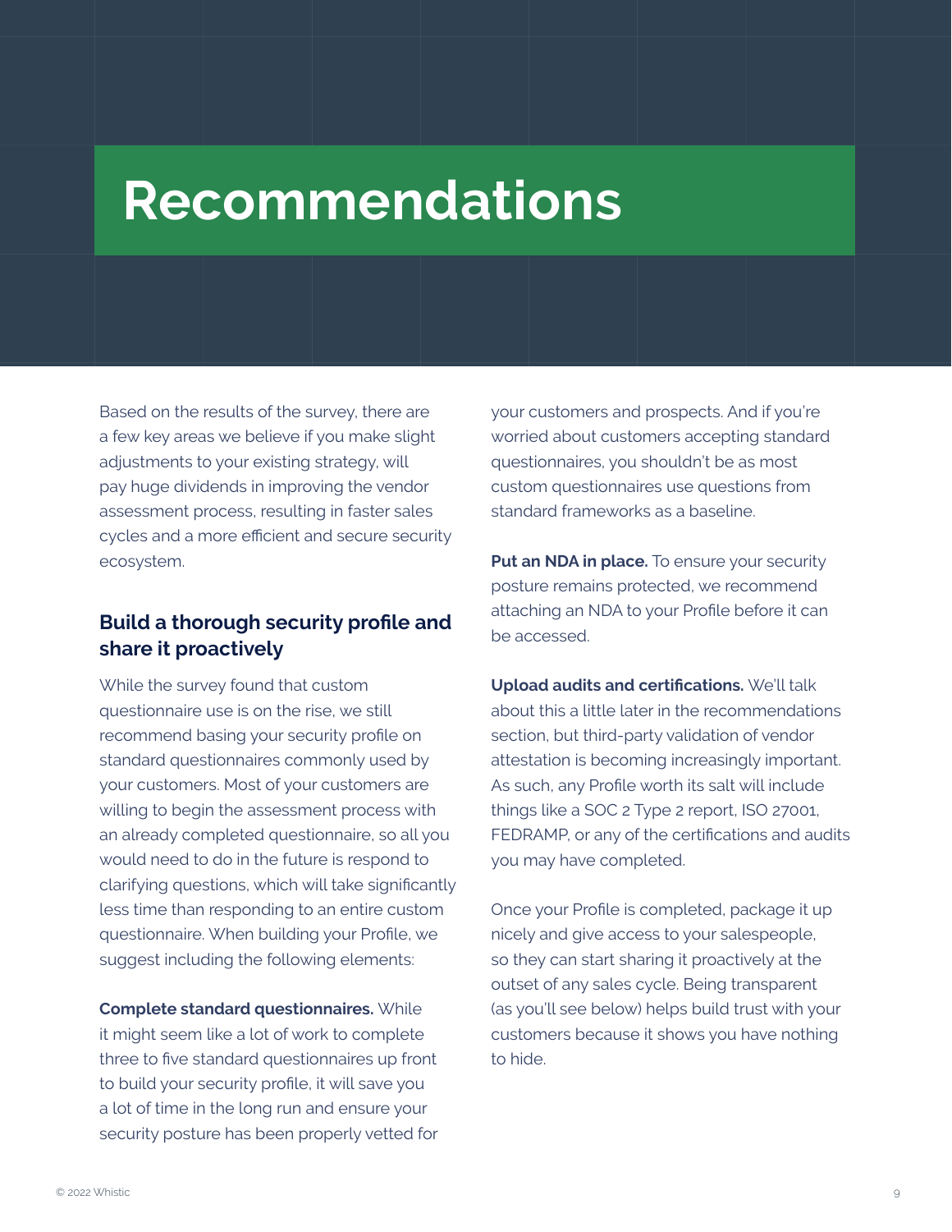# Recommendations

Based on the results of the survey, there are a few key areas we believe if you make slight adjustments to your existing strategy, will pay huge dividends in improving the vendor assessment process, resulting in faster sales cycles and a more efficient and secure security ecosystem.

## Build a thorough security profile and share it proactively

While the survey found that custom questionnaire use is on the rise, we still recommend basing your security profile on standard questionnaires commonly used by your customers. Most of your customers are willing to begin the assessment process with an already completed questionnaire, so all you would need to do in the future is respond to clarifying questions, which will take significantly less time than responding to an entire custom questionnaire. When building your Profile, we suggest including the following elements:

**Complete standard questionnaires.** While it might seem like a lot of work to complete three to five standard questionnaires up front to build your security profile, it will save you a lot of time in the long run and ensure your security posture has been properly vetted for your customers and prospects. And if you're worried about customers accepting standard questionnaires, you shouldn't be as most custom questionnaires use questions from standard frameworks as a baseline.

**Put an NDA in place.** To ensure your security posture remains protected, we recommend attaching an NDA to your Profile before it can be accessed.

**Upload audits and certifications.** We'll talk about this a little later in the recommendations section, but third-party validation of vendor attestation is becoming increasingly important. As such, any Profile worth its salt will include things like a SOC 2 Type 2 report, ISO 27001, FEDRAMP, or any of the certifications and audits you may have completed.

Once your Profile is completed, package it up nicely and give access to your salespeople, so they can start sharing it proactively at the outset of any sales cycle. Being transparent (as you'll see below) helps build trust with your customers because it shows you have nothing to hide.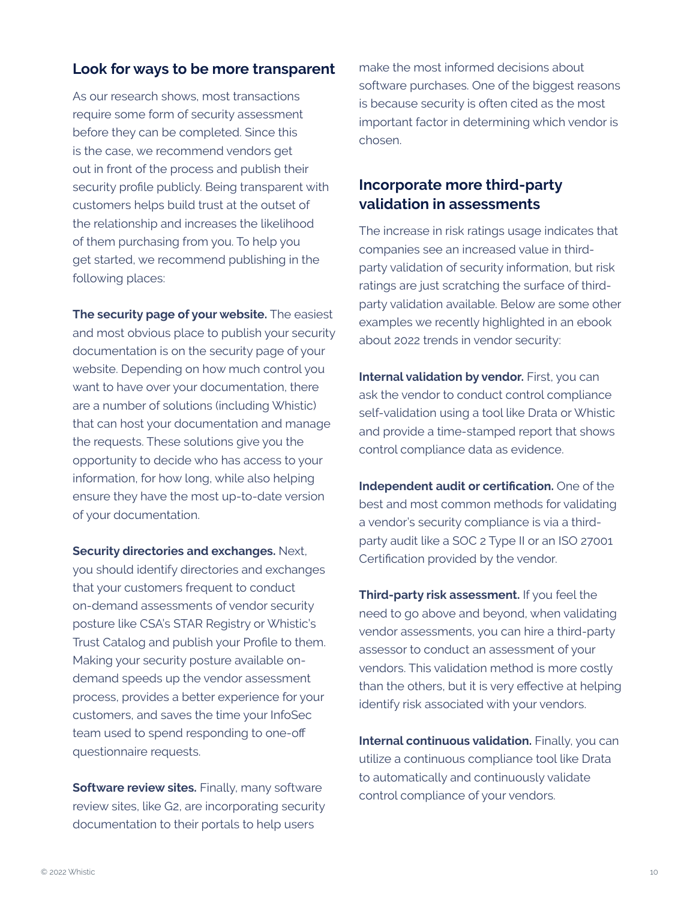## Look for ways to be more transparent

As our research shows, most transactions require some form of security assessment before they can be completed. Since this is the case, we recommend vendors get out in front of the process and publish their security profile publicly. Being transparent with customers helps build trust at the outset of the relationship and increases the likelihood of them purchasing from you. To help you get started, we recommend publishing in the following places:

**The security page of your website.** The easiest and most obvious place to publish your security documentation is on the security page of your website. Depending on how much control you want to have over your documentation, there are a number of solutions (including Whistic) that can host your documentation and manage the requests. These solutions give you the opportunity to decide who has access to your information, for how long, while also helping ensure they have the most up-to-date version of your documentation.

**Security directories and exchanges.** Next, you should identify directories and exchanges that your customers frequent to conduct on-demand assessments of vendor security posture like CSA's STAR Registry or Whistic's Trust Catalog and publish your Profile to them. Making your security posture available on-demand speeds up the vendor assessment process, provides a better experience for your customers, and saves the time your InfoSec team used to spend responding to one-off questionnaire requests.

**Software review sites.** Finally, many software review sites, like G2, are incorporating security documentation to their portals to help users make the most informed decisions about software purchases. One of the biggest reasons is because security is often cited as the most important factor in determining which vendor is chosen.

## Incorporate more third-party validation in assessments

The increase in risk ratings usage indicates that companies see an increased value in third-party validation of security information, but risk ratings are just scratching the surface of third-party validation available. Below are some other examples we recently highlighted in an ebook about 2022 trends in vendor security:

**Internal validation by vendor.** First, you can ask the vendor to conduct control compliance self-validation using a tool like Drata or Whistic and provide a time-stamped report that shows control compliance data as evidence.

**Independent audit or certification.** One of the best and most common methods for validating a vendor's security compliance is via a third-party audit like a SOC 2 Type II or an ISO 27001 Certification provided by the vendor.

**Third-party risk assessment.** If you feel the need to go above and beyond, when validating vendor assessments, you can hire a third-party assessor to conduct an assessment of your vendors. This validation method is more costly than the others, but it is very effective at helping identify risk associated with your vendors.

**Internal continuous validation.** Finally, you can utilize a continuous compliance tool like Drata to automatically and continuously validate control compliance of your vendors.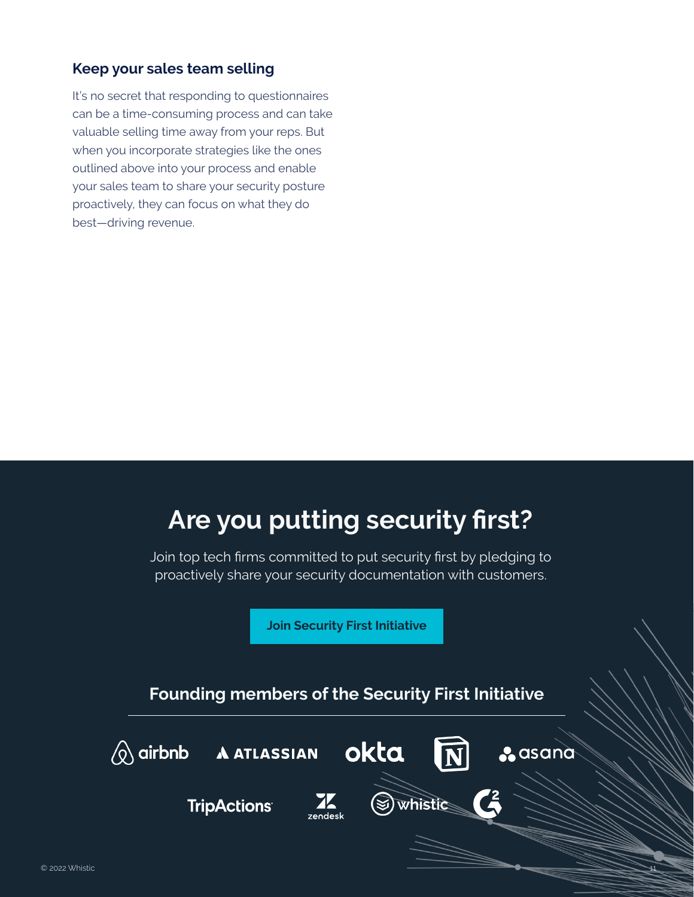### Keep your sales team selling

It's no secret that responding to questionnaires can be a time-consuming process and can take valuable selling time away from your reps. But when you incorporate strategies like the ones outlined above into your process and enable your sales team to share your security posture proactively, they can focus on what they do best—driving revenue.

## Are you putting security first?

Join top tech firms committed to put security first by pledging to proactively share your security documentation with customers.

**Join Security First Initiative**

### Founding members of the Security First Initiative

airbnb ATLASSIAN okta N asana

TripActions zendesk whistic G2

© 2022 Whistic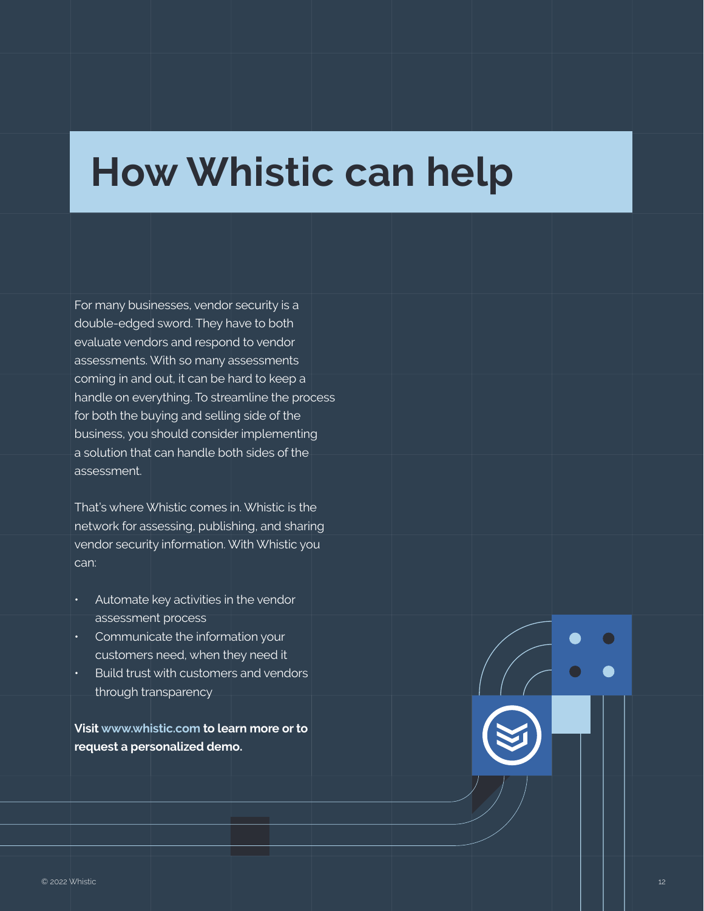# How Whistic can help

For many businesses, vendor security is a double-edged sword. They have to both evaluate vendors and respond to vendor assessments. With so many assessments coming in and out, it can be hard to keep a handle on everything. To streamline the process for both the buying and selling side of the business, you should consider implementing a solution that can handle both sides of the assessment.

That's where Whistic comes in. Whistic is the network for assessing, publishing, and sharing vendor security information. With Whistic you can:

- Automate key activities in the vendor assessment process
- Communicate the information your customers need, when they need it
- Build trust with customers and vendors through transparency

**Visit www.whistic.com to learn more or to request a personalized demo.**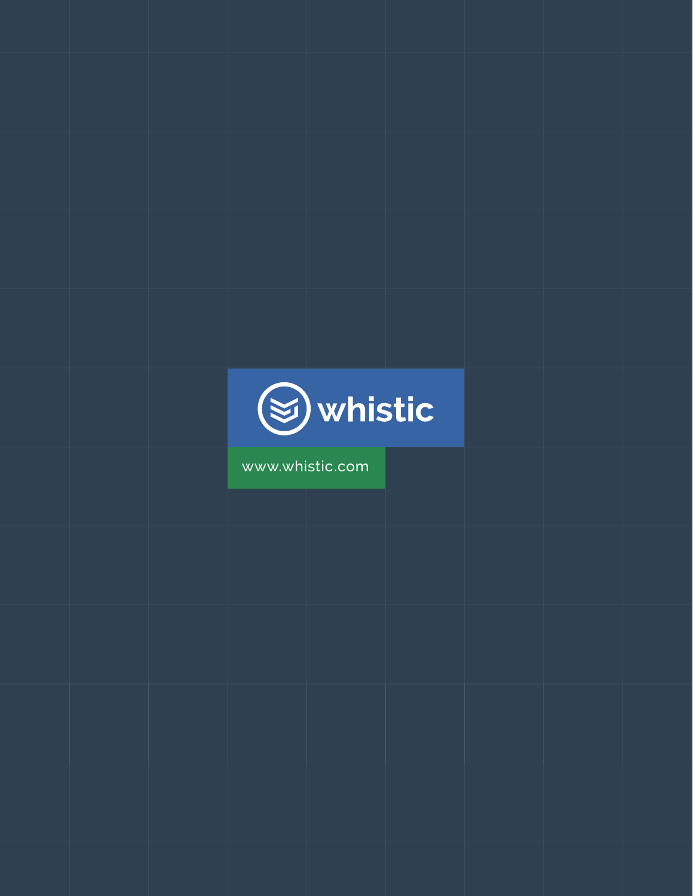whistic

www.whistic.com